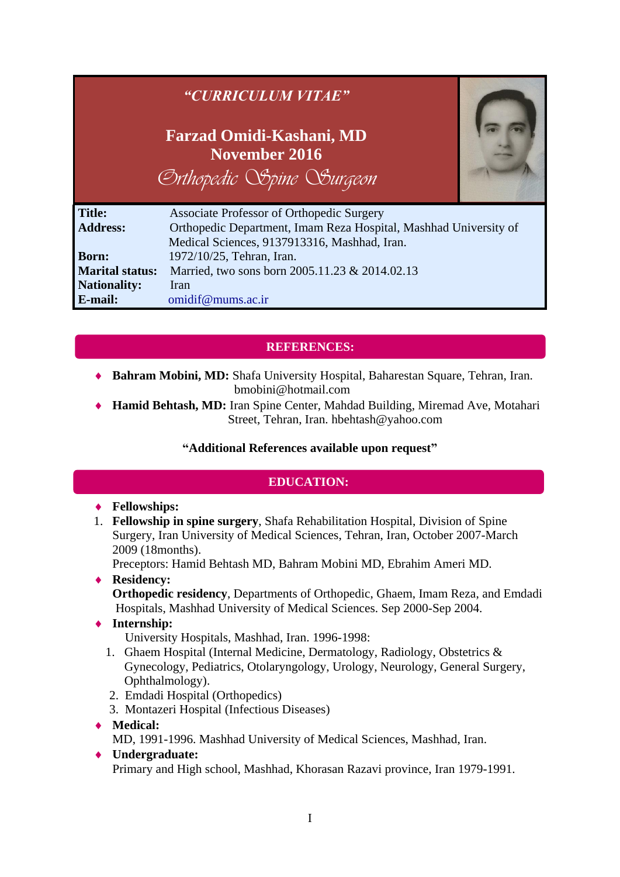# *"CURRICULUM VITAE"*

## Farzad Omidi-Kashani, MD
## November 2016

*Orthopedic Spine Surgeon*

| | |
|---|---|
| **Title:** | Associate Professor of Orthopedic Surgery |
| **Address:** | Orthopedic Department, Imam Reza Hospital, Mashhad University of Medical Sciences, 9137913316, Mashhad, Iran. |
| **Born:** | 1972/10/25, Tehran, Iran. |
| **Marital status:** | Married, two sons born 2005.11.23 & 2014.02.13 |
| **Nationality:** | Iran |
| **E-mail:** | omidif@mums.ac.ir |

## REFERENCES:

- **Bahram Mobini, MD:** Shafa University Hospital, Baharestan Square, Tehran, Iran. bmobini@hotmail.com
- **Hamid Behtash, MD:** Iran Spine Center, Mahdad Building, Miremad Ave, Motahari Street, Tehran, Iran. hbehtash@yahoo.com

**"Additional References available upon request"**

## EDUCATION:

- **Fellowships:**
  1. **Fellowship in spine surgery**, Shafa Rehabilitation Hospital, Division of Spine Surgery, Iran University of Medical Sciences, Tehran, Iran, October 2007-March 2009 (18months).
     Preceptors: Hamid Behtash MD, Bahram Mobini MD, Ebrahim Ameri MD.
- **Residency:**
  **Orthopedic residency**, Departments of Orthopedic, Ghaem, Imam Reza, and Emdadi Hospitals, Mashhad University of Medical Sciences. Sep 2000-Sep 2004.
- **Internship:**
  University Hospitals, Mashhad, Iran. 1996-1998:
  1. Ghaem Hospital (Internal Medicine, Dermatology, Radiology, Obstetrics & Gynecology, Pediatrics, Otolaryngology, Urology, Neurology, General Surgery, Ophthalmology).
  2. Emdadi Hospital (Orthopedics)
  3. Montazeri Hospital (Infectious Diseases)
- **Medical:**
  MD, 1991-1996. Mashhad University of Medical Sciences, Mashhad, Iran.
- **Undergraduate:**
  Primary and High school, Mashhad, Khorasan Razavi province, Iran 1979-1991.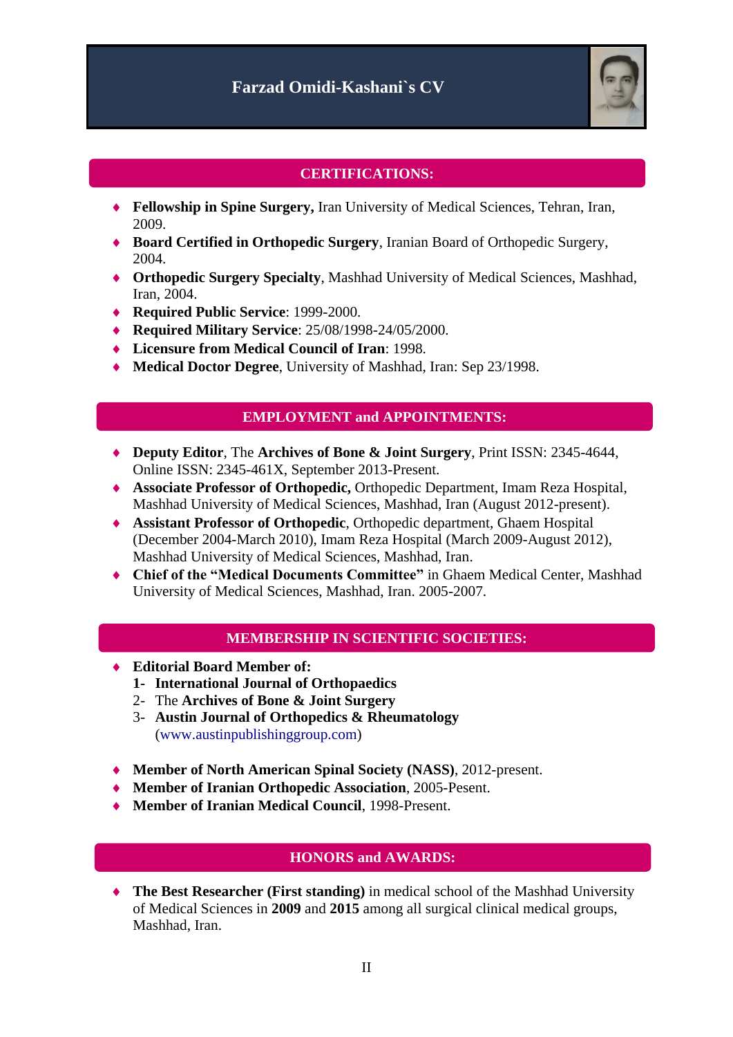# Farzad Omidi-Kashani`s CV

## CERTIFICATIONS:

- **Fellowship in Spine Surgery,** Iran University of Medical Sciences, Tehran, Iran, 2009.
- **Board Certified in Orthopedic Surgery**, Iranian Board of Orthopedic Surgery, 2004.
- **Orthopedic Surgery Specialty**, Mashhad University of Medical Sciences, Mashhad, Iran, 2004.
- **Required Public Service**: 1999-2000.
- **Required Military Service**: 25/08/1998-24/05/2000.
- **Licensure from Medical Council of Iran**: 1998.
- **Medical Doctor Degree**, University of Mashhad, Iran: Sep 23/1998.

## EMPLOYMENT and APPOINTMENTS:

- **Deputy Editor**, The **Archives of Bone & Joint Surgery**, Print ISSN: 2345-4644, Online ISSN: 2345-461X, September 2013-Present.
- **Associate Professor of Orthopedic,** Orthopedic Department, Imam Reza Hospital, Mashhad University of Medical Sciences, Mashhad, Iran (August 2012-present).
- **Assistant Professor of Orthopedic**, Orthopedic department, Ghaem Hospital (December 2004-March 2010), Imam Reza Hospital (March 2009-August 2012), Mashhad University of Medical Sciences, Mashhad, Iran.
- **Chief of the "Medical Documents Committee"** in Ghaem Medical Center, Mashhad University of Medical Sciences, Mashhad, Iran. 2005-2007.

## MEMBERSHIP IN SCIENTIFIC SOCIETIES:

- **Editorial Board Member of:**
  1. **International Journal of Orthopaedics**
  2. The **Archives of Bone & Joint Surgery**
  3. **Austin Journal of Orthopedics & Rheumatology** (www.austinpublishinggroup.com)

- **Member of North American Spinal Society (NASS)**, 2012-present.
- **Member of Iranian Orthopedic Association**, 2005-Pesent.
- **Member of Iranian Medical Council**, 1998-Present.

## HONORS and AWARDS:

- **The Best Researcher (First standing)** in medical school of the Mashhad University of Medical Sciences in **2009** and **2015** among all surgical clinical medical groups, Mashhad, Iran.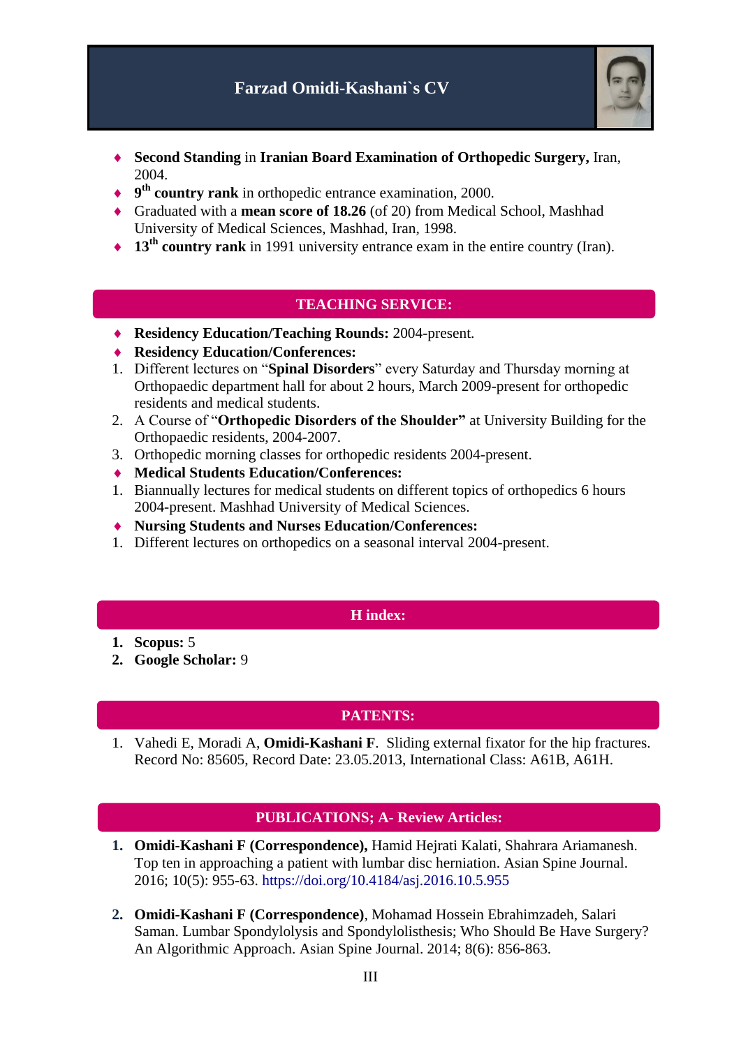# Farzad Omidi-Kashani`s CV

- **Second Standing** in **Iranian Board Examination of Orthopedic Surgery,** Iran, 2004.
- **9th country rank** in orthopedic entrance examination, 2000.
- Graduated with a **mean score of 18.26** (of 20) from Medical School, Mashhad University of Medical Sciences, Mashhad, Iran, 1998.
- **13th country rank** in 1991 university entrance exam in the entire country (Iran).

## TEACHING SERVICE:

- **Residency Education/Teaching Rounds:** 2004-present.
- **Residency Education/Conferences:**

1. Different lectures on "**Spinal Disorders**" every Saturday and Thursday morning at Orthopaedic department hall for about 2 hours, March 2009-present for orthopedic residents and medical students.
2. A Course of "**Orthopedic Disorders of the Shoulder"** at University Building for the Orthopaedic residents, 2004-2007.
3. Orthopedic morning classes for orthopedic residents 2004-present.

- **Medical Students Education/Conferences:**

1. Biannually lectures for medical students on different topics of orthopedics 6 hours 2004-present. Mashhad University of Medical Sciences.

- **Nursing Students and Nurses Education/Conferences:**

1. Different lectures on orthopedics on a seasonal interval 2004-present.

## H index:

1. **Scopus:** 5
2. **Google Scholar:** 9

## PATENTS:

1. Vahedi E, Moradi A, **Omidi-Kashani F**. Sliding external fixator for the hip fractures. Record No: 85605, Record Date: 23.05.2013, International Class: A61B, A61H.

## PUBLICATIONS; A- Review Articles:

1. **Omidi-Kashani F (Correspondence),** Hamid Hejrati Kalati, Shahrara Ariamanesh. Top ten in approaching a patient with lumbar disc herniation. Asian Spine Journal. 2016; 10(5): 955-63. https://doi.org/10.4184/asj.2016.10.5.955

2. **Omidi-Kashani F (Correspondence)**, Mohamad Hossein Ebrahimzadeh, Salari Saman. Lumbar Spondylolysis and Spondylolisthesis; Who Should Be Have Surgery? An Algorithmic Approach. Asian Spine Journal. 2014; 8(6): 856-863.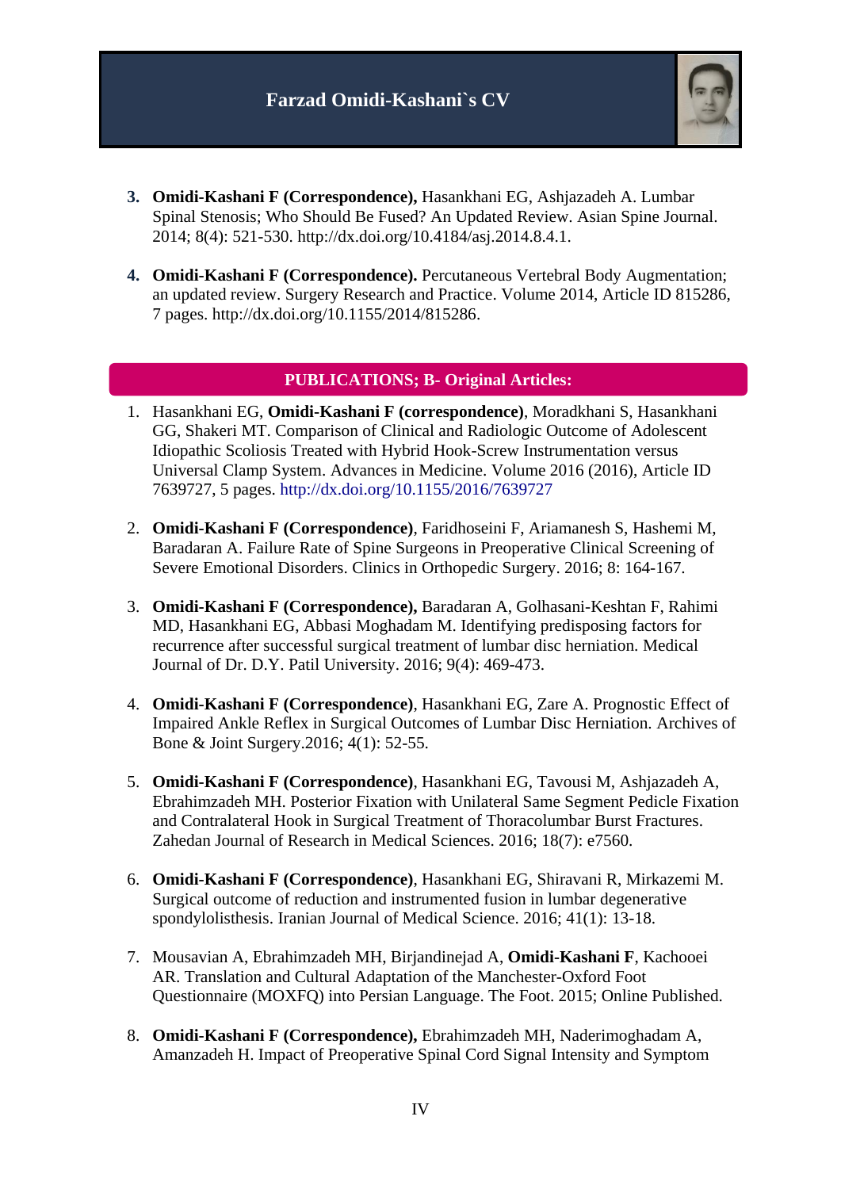3. **Omidi-Kashani F (Correspondence),** Hasankhani EG, Ashjazadeh A. Lumbar Spinal Stenosis; Who Should Be Fused? An Updated Review. Asian Spine Journal. 2014; 8(4): 521-530. http://dx.doi.org/10.4184/asj.2014.8.4.1.

4. **Omidi-Kashani F (Correspondence).** Percutaneous Vertebral Body Augmentation; an updated review. Surgery Research and Practice. Volume 2014, Article ID 815286, 7 pages. http://dx.doi.org/10.1155/2014/815286.

## PUBLICATIONS; B- Original Articles:

1. Hasankhani EG, **Omidi-Kashani F (correspondence)**, Moradkhani S, Hasankhani GG, Shakeri MT. Comparison of Clinical and Radiologic Outcome of Adolescent Idiopathic Scoliosis Treated with Hybrid Hook-Screw Instrumentation versus Universal Clamp System. Advances in Medicine. Volume 2016 (2016), Article ID 7639727, 5 pages. http://dx.doi.org/10.1155/2016/7639727

2. **Omidi-Kashani F (Correspondence)**, Faridhoseini F, Ariamanesh S, Hashemi M, Baradaran A. Failure Rate of Spine Surgeons in Preoperative Clinical Screening of Severe Emotional Disorders. Clinics in Orthopedic Surgery. 2016; 8: 164-167.

3. **Omidi-Kashani F (Correspondence),** Baradaran A, Golhasani-Keshtan F, Rahimi MD, Hasankhani EG, Abbasi Moghadam M. Identifying predisposing factors for recurrence after successful surgical treatment of lumbar disc herniation. Medical Journal of Dr. D.Y. Patil University. 2016; 9(4): 469-473.

4. **Omidi-Kashani F (Correspondence)**, Hasankhani EG, Zare A. Prognostic Effect of Impaired Ankle Reflex in Surgical Outcomes of Lumbar Disc Herniation. Archives of Bone & Joint Surgery.2016; 4(1): 52-55.

5. **Omidi-Kashani F (Correspondence)**, Hasankhani EG, Tavousi M, Ashjazadeh A, Ebrahimzadeh MH. Posterior Fixation with Unilateral Same Segment Pedicle Fixation and Contralateral Hook in Surgical Treatment of Thoracolumbar Burst Fractures. Zahedan Journal of Research in Medical Sciences. 2016; 18(7): e7560.

6. **Omidi-Kashani F (Correspondence)**, Hasankhani EG, Shiravani R, Mirkazemi M. Surgical outcome of reduction and instrumented fusion in lumbar degenerative spondylolisthesis. Iranian Journal of Medical Science. 2016; 41(1): 13-18.

7. Mousavian A, Ebrahimzadeh MH, Birjandinejad A, **Omidi-Kashani F**, Kachooei AR. Translation and Cultural Adaptation of the Manchester-Oxford Foot Questionnaire (MOXFQ) into Persian Language. The Foot. 2015; Online Published.

8. **Omidi-Kashani F (Correspondence),** Ebrahimzadeh MH, Naderimoghadam A, Amanzadeh H. Impact of Preoperative Spinal Cord Signal Intensity and Symptom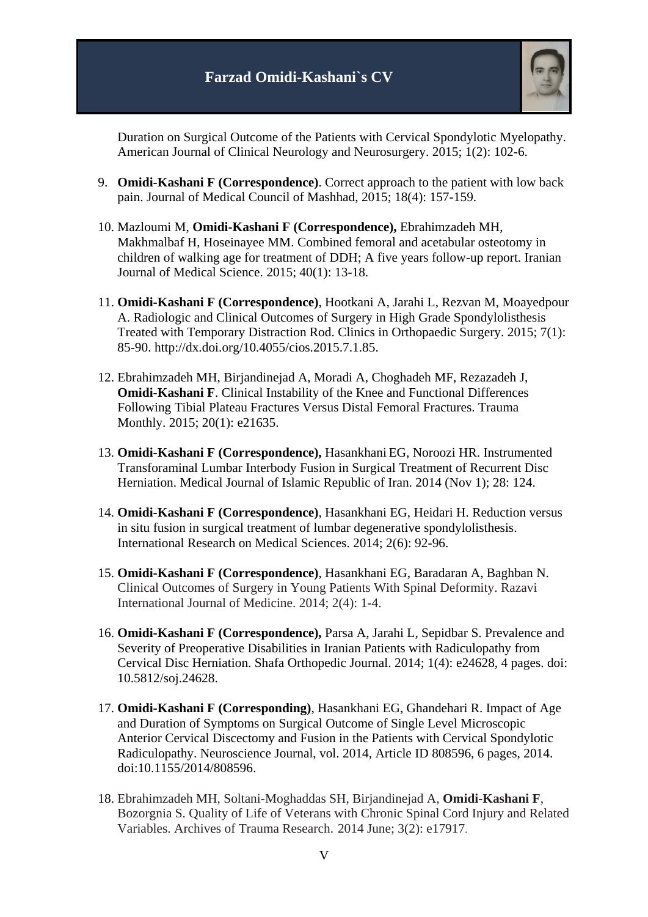Duration on Surgical Outcome of the Patients with Cervical Spondylotic Myelopathy. American Journal of Clinical Neurology and Neurosurgery. 2015; 1(2): 102-6.

9. **Omidi-Kashani F (Correspondence)**. Correct approach to the patient with low back pain. Journal of Medical Council of Mashhad, 2015; 18(4): 157-159.

10. Mazloumi M, **Omidi-Kashani F (Correspondence),** Ebrahimzadeh MH, Makhmalbaf H, Hoseinayee MM. Combined femoral and acetabular osteotomy in children of walking age for treatment of DDH; A five years follow-up report. Iranian Journal of Medical Science. 2015; 40(1): 13-18.

11. **Omidi-Kashani F (Correspondence)**, Hootkani A, Jarahi L, Rezvan M, Moayedpour A. Radiologic and Clinical Outcomes of Surgery in High Grade Spondylolisthesis Treated with Temporary Distraction Rod. Clinics in Orthopaedic Surgery. 2015; 7(1): 85-90. http://dx.doi.org/10.4055/cios.2015.7.1.85.

12. Ebrahimzadeh MH, Birjandinejad A, Moradi A, Choghadeh MF, Rezazadeh J, **Omidi-Kashani F**. Clinical Instability of the Knee and Functional Differences Following Tibial Plateau Fractures Versus Distal Femoral Fractures. Trauma Monthly. 2015; 20(1): e21635.

13. **Omidi-Kashani F (Correspondence),** Hasankhani EG, Noroozi HR. Instrumented Transforaminal Lumbar Interbody Fusion in Surgical Treatment of Recurrent Disc Herniation. Medical Journal of Islamic Republic of Iran. 2014 (Nov 1); 28: 124.

14. **Omidi-Kashani F (Correspondence)**, Hasankhani EG, Heidari H. Reduction versus in situ fusion in surgical treatment of lumbar degenerative spondylolisthesis. International Research on Medical Sciences. 2014; 2(6): 92-96.

15. **Omidi-Kashani F (Correspondence)**, Hasankhani EG, Baradaran A, Baghban N. Clinical Outcomes of Surgery in Young Patients With Spinal Deformity. Razavi International Journal of Medicine. 2014; 2(4): 1-4.

16. **Omidi-Kashani F (Correspondence),** Parsa A, Jarahi L, Sepidbar S. Prevalence and Severity of Preoperative Disabilities in Iranian Patients with Radiculopathy from Cervical Disc Herniation. Shafa Orthopedic Journal. 2014; 1(4): e24628, 4 pages. doi: 10.5812/soj.24628.

17. **Omidi-Kashani F (Corresponding)**, Hasankhani EG, Ghandehari R. Impact of Age and Duration of Symptoms on Surgical Outcome of Single Level Microscopic Anterior Cervical Discectomy and Fusion in the Patients with Cervical Spondylotic Radiculopathy. Neuroscience Journal, vol. 2014, Article ID 808596, 6 pages, 2014. doi:10.1155/2014/808596.

18. Ebrahimzadeh MH, Soltani-Moghaddas SH, Birjandinejad A, **Omidi-Kashani F**, Bozorgnia S. Quality of Life of Veterans with Chronic Spinal Cord Injury and Related Variables. Archives of Trauma Research. 2014 June; 3(2): e17917.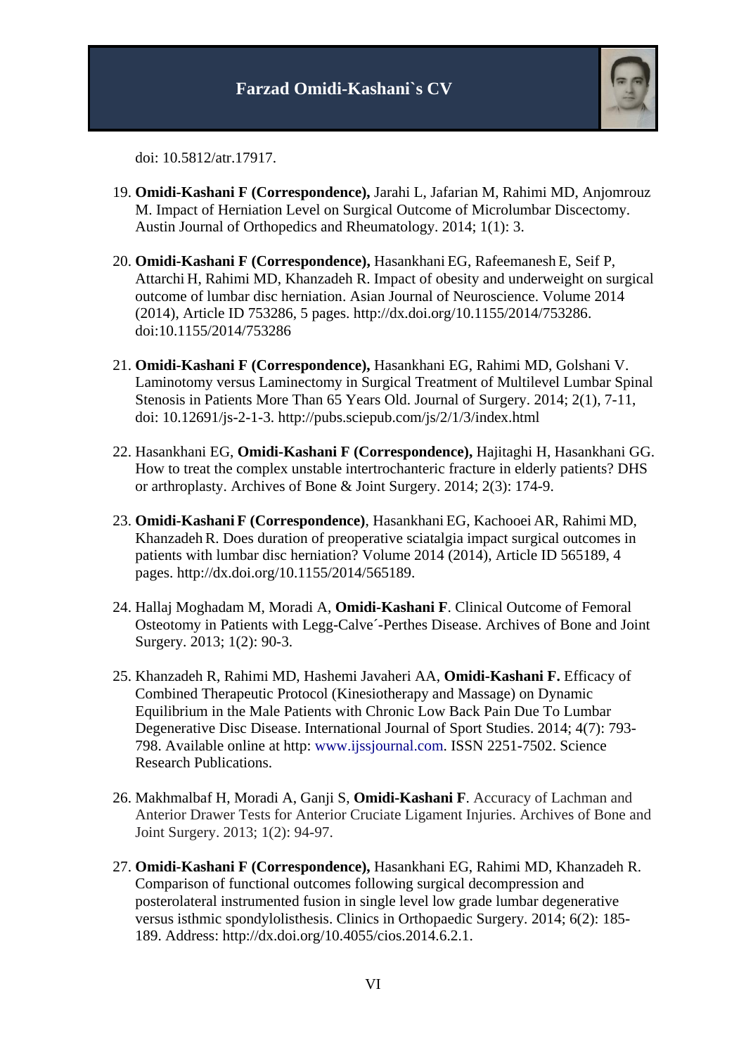doi: 10.5812/atr.17917.

19. **Omidi-Kashani F (Correspondence),** Jarahi L, Jafarian M, Rahimi MD, Anjomrouz M. Impact of Herniation Level on Surgical Outcome of Microlumbar Discectomy. Austin Journal of Orthopedics and Rheumatology. 2014; 1(1): 3.

20. **Omidi-Kashani F (Correspondence),** Hasankhani EG, Rafeemanesh E, Seif P, Attarchi H, Rahimi MD, Khanzadeh R. Impact of obesity and underweight on surgical outcome of lumbar disc herniation. Asian Journal of Neuroscience. Volume 2014 (2014), Article ID 753286, 5 pages. http://dx.doi.org/10.1155/2014/753286. doi:10.1155/2014/753286

21. **Omidi-Kashani F (Correspondence),** Hasankhani EG, Rahimi MD, Golshani V. Laminotomy versus Laminectomy in Surgical Treatment of Multilevel Lumbar Spinal Stenosis in Patients More Than 65 Years Old. Journal of Surgery. 2014; 2(1), 7-11, doi: 10.12691/js-2-1-3. http://pubs.sciepub.com/js/2/1/3/index.html

22. Hasankhani EG, **Omidi-Kashani F (Correspondence),** Hajitaghi H, Hasankhani GG. How to treat the complex unstable intertrochanteric fracture in elderly patients? DHS or arthroplasty. Archives of Bone & Joint Surgery. 2014; 2(3): 174-9.

23. **Omidi-Kashani F (Correspondence)**, Hasankhani EG, Kachooei AR, Rahimi MD, Khanzadeh R. Does duration of preoperative sciatalgia impact surgical outcomes in patients with lumbar disc herniation? Volume 2014 (2014), Article ID 565189, 4 pages. http://dx.doi.org/10.1155/2014/565189.

24. Hallaj Moghadam M, Moradi A, **Omidi-Kashani F**. Clinical Outcome of Femoral Osteotomy in Patients with Legg-Calve´-Perthes Disease. Archives of Bone and Joint Surgery. 2013; 1(2): 90-3.

25. Khanzadeh R, Rahimi MD, Hashemi Javaheri AA, **Omidi-Kashani F.** Efficacy of Combined Therapeutic Protocol (Kinesiotherapy and Massage) on Dynamic Equilibrium in the Male Patients with Chronic Low Back Pain Due To Lumbar Degenerative Disc Disease. International Journal of Sport Studies. 2014; 4(7): 793-798. Available online at http: www.ijssjournal.com. ISSN 2251-7502. Science Research Publications.

26. Makhmalbaf H, Moradi A, Ganji S, **Omidi-Kashani F**. Accuracy of Lachman and Anterior Drawer Tests for Anterior Cruciate Ligament Injuries. Archives of Bone and Joint Surgery. 2013; 1(2): 94-97.

27. **Omidi-Kashani F (Correspondence),** Hasankhani EG, Rahimi MD, Khanzadeh R. Comparison of functional outcomes following surgical decompression and posterolateral instrumented fusion in single level low grade lumbar degenerative versus isthmic spondylolisthesis. Clinics in Orthopaedic Surgery. 2014; 6(2): 185-189. Address: http://dx.doi.org/10.4055/cios.2014.6.2.1.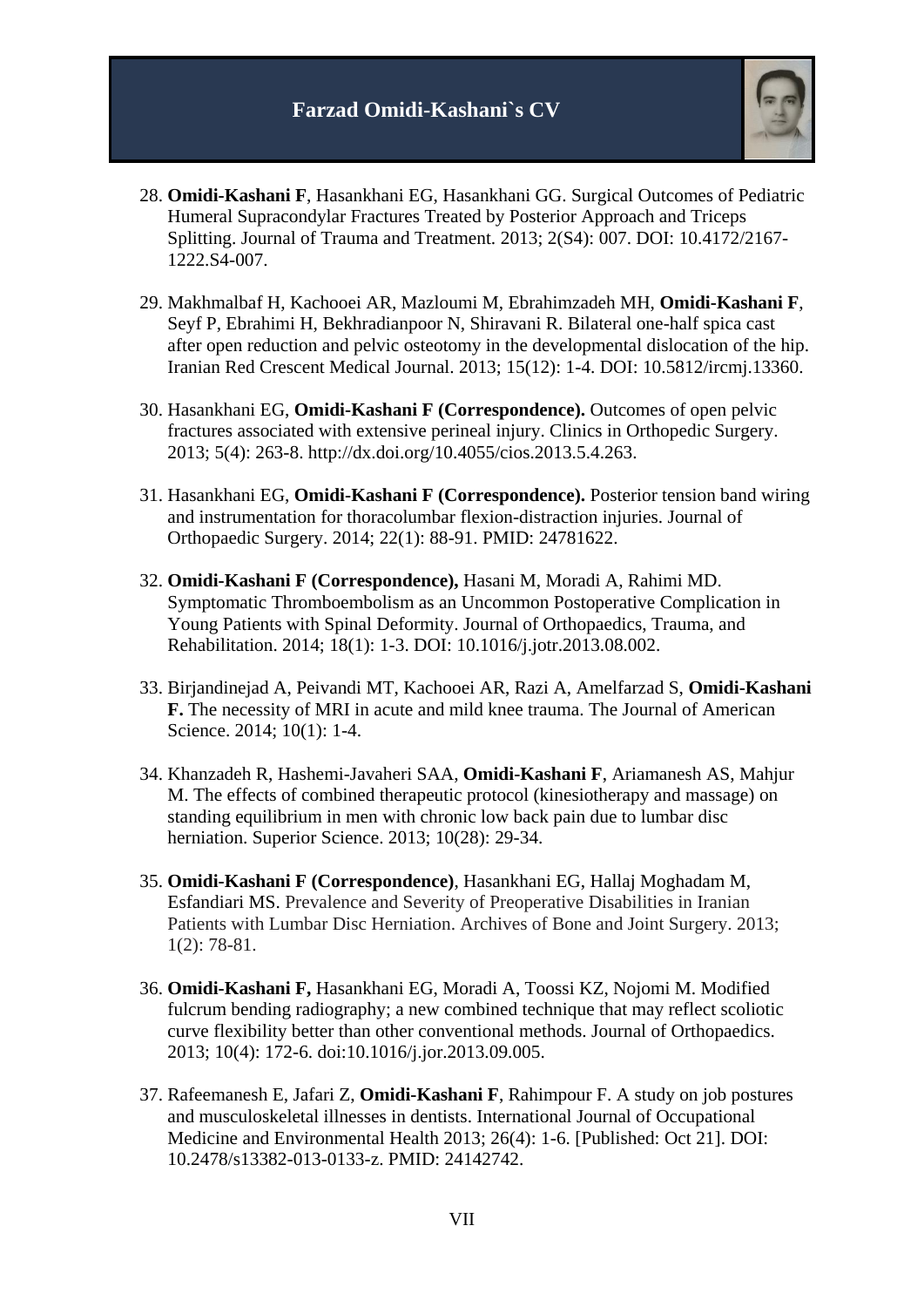28. **Omidi-Kashani F**, Hasankhani EG, Hasankhani GG. Surgical Outcomes of Pediatric Humeral Supracondylar Fractures Treated by Posterior Approach and Triceps Splitting. Journal of Trauma and Treatment. 2013; 2(S4): 007. DOI: 10.4172/2167-1222.S4-007.

29. Makhmalbaf H, Kachooei AR, Mazloumi M, Ebrahimzadeh MH, **Omidi-Kashani F**, Seyf P, Ebrahimi H, Bekhradianpoor N, Shiravani R. Bilateral one-half spica cast after open reduction and pelvic osteotomy in the developmental dislocation of the hip. Iranian Red Crescent Medical Journal. 2013; 15(12): 1-4. DOI: 10.5812/ircmj.13360.

30. Hasankhani EG, **Omidi-Kashani F (Correspondence).** Outcomes of open pelvic fractures associated with extensive perineal injury. Clinics in Orthopedic Surgery. 2013; 5(4): 263-8. http://dx.doi.org/10.4055/cios.2013.5.4.263.

31. Hasankhani EG, **Omidi-Kashani F (Correspondence).** Posterior tension band wiring and instrumentation for thoracolumbar flexion-distraction injuries. Journal of Orthopaedic Surgery. 2014; 22(1): 88-91. PMID: 24781622.

32. **Omidi-Kashani F (Correspondence),** Hasani M, Moradi A, Rahimi MD. Symptomatic Thromboembolism as an Uncommon Postoperative Complication in Young Patients with Spinal Deformity. Journal of Orthopaedics, Trauma, and Rehabilitation. 2014; 18(1): 1-3. DOI: 10.1016/j.jotr.2013.08.002.

33. Birjandinejad A, Peivandi MT, Kachooei AR, Razi A, Amelfarzad S, **Omidi-Kashani F.** The necessity of MRI in acute and mild knee trauma. The Journal of American Science. 2014; 10(1): 1-4.

34. Khanzadeh R, Hashemi-Javaheri SAA, **Omidi-Kashani F**, Ariamanesh AS, Mahjur M. The effects of combined therapeutic protocol (kinesiotherapy and massage) on standing equilibrium in men with chronic low back pain due to lumbar disc herniation. Superior Science. 2013; 10(28): 29-34.

35. **Omidi-Kashani F (Correspondence)**, Hasankhani EG, Hallaj Moghadam M, Esfandiari MS. Prevalence and Severity of Preoperative Disabilities in Iranian Patients with Lumbar Disc Herniation. Archives of Bone and Joint Surgery. 2013; 1(2): 78-81.

36. **Omidi-Kashani F,** Hasankhani EG, Moradi A, Toossi KZ, Nojomi M. Modified fulcrum bending radiography; a new combined technique that may reflect scoliotic curve flexibility better than other conventional methods. Journal of Orthopaedics. 2013; 10(4): 172-6. doi:10.1016/j.jor.2013.09.005.

37. Rafeemanesh E, Jafari Z, **Omidi-Kashani F**, Rahimpour F. A study on job postures and musculoskeletal illnesses in dentists. International Journal of Occupational Medicine and Environmental Health 2013; 26(4): 1-6. [Published: Oct 21]. DOI: 10.2478/s13382-013-0133-z. PMID: 24142742.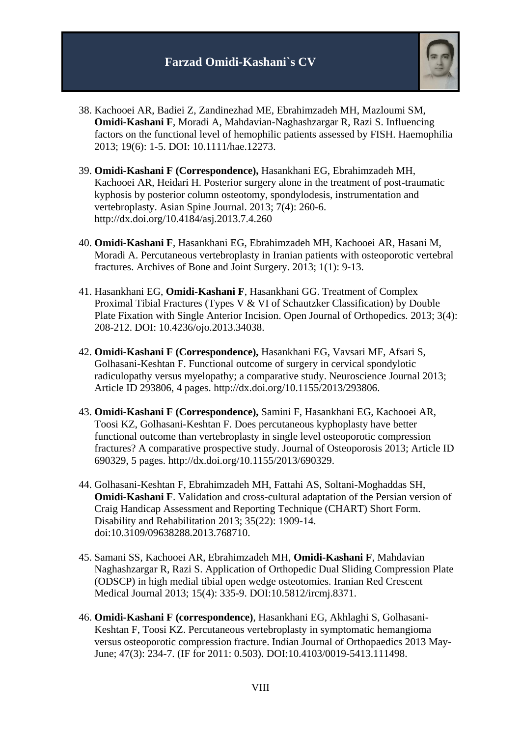38. Kachooei AR, Badiei Z, Zandinezhad ME, Ebrahimzadeh MH, Mazloumi SM, **Omidi-Kashani F**, Moradi A, Mahdavian-Naghashzargar R, Razi S. Influencing factors on the functional level of hemophilic patients assessed by FISH. Haemophilia 2013; 19(6): 1-5. DOI: 10.1111/hae.12273.

39. **Omidi-Kashani F (Correspondence),** Hasankhani EG, Ebrahimzadeh MH, Kachooei AR, Heidari H. Posterior surgery alone in the treatment of post-traumatic kyphosis by posterior column osteotomy, spondylodesis, instrumentation and vertebroplasty. Asian Spine Journal. 2013; 7(4): 260-6. http://dx.doi.org/10.4184/asj.2013.7.4.260

40. **Omidi-Kashani F**, Hasankhani EG, Ebrahimzadeh MH, Kachooei AR, Hasani M, Moradi A. Percutaneous vertebroplasty in Iranian patients with osteoporotic vertebral fractures. Archives of Bone and Joint Surgery. 2013; 1(1): 9-13.

41. Hasankhani EG, **Omidi-Kashani F**, Hasankhani GG. Treatment of Complex Proximal Tibial Fractures (Types V & VI of Schautzker Classification) by Double Plate Fixation with Single Anterior Incision. Open Journal of Orthopedics. 2013; 3(4): 208-212. DOI: 10.4236/ojo.2013.34038.

42. **Omidi-Kashani F (Correspondence),** Hasankhani EG, Vavsari MF, Afsari S, Golhasani-Keshtan F. Functional outcome of surgery in cervical spondylotic radiculopathy versus myelopathy; a comparative study. Neuroscience Journal 2013; Article ID 293806, 4 pages. http://dx.doi.org/10.1155/2013/293806.

43. **Omidi-Kashani F (Correspondence),** Samini F, Hasankhani EG, Kachooei AR, Toosi KZ, Golhasani-Keshtan F. Does percutaneous kyphoplasty have better functional outcome than vertebroplasty in single level osteoporotic compression fractures? A comparative prospective study. Journal of Osteoporosis 2013; Article ID 690329, 5 pages. http://dx.doi.org/10.1155/2013/690329.

44. Golhasani-Keshtan F, Ebrahimzadeh MH, Fattahi AS, Soltani-Moghaddas SH, **Omidi-Kashani F**. Validation and cross-cultural adaptation of the Persian version of Craig Handicap Assessment and Reporting Technique (CHART) Short Form. Disability and Rehabilitation 2013; 35(22): 1909-14. doi:10.3109/09638288.2013.768710.

45. Samani SS, Kachooei AR, Ebrahimzadeh MH, **Omidi-Kashani F**, Mahdavian Naghashzargar R, Razi S. Application of Orthopedic Dual Sliding Compression Plate (ODSCP) in high medial tibial open wedge osteotomies. Iranian Red Crescent Medical Journal 2013; 15(4): 335-9. DOI:10.5812/ircmj.8371.

46. **Omidi-Kashani F (correspondence)**, Hasankhani EG, Akhlaghi S, Golhasani-Keshtan F, Toosi KZ. Percutaneous vertebroplasty in symptomatic hemangioma versus osteoporotic compression fracture. Indian Journal of Orthopaedics 2013 May-June; 47(3): 234-7. (IF for 2011: 0.503). DOI:10.4103/0019-5413.111498.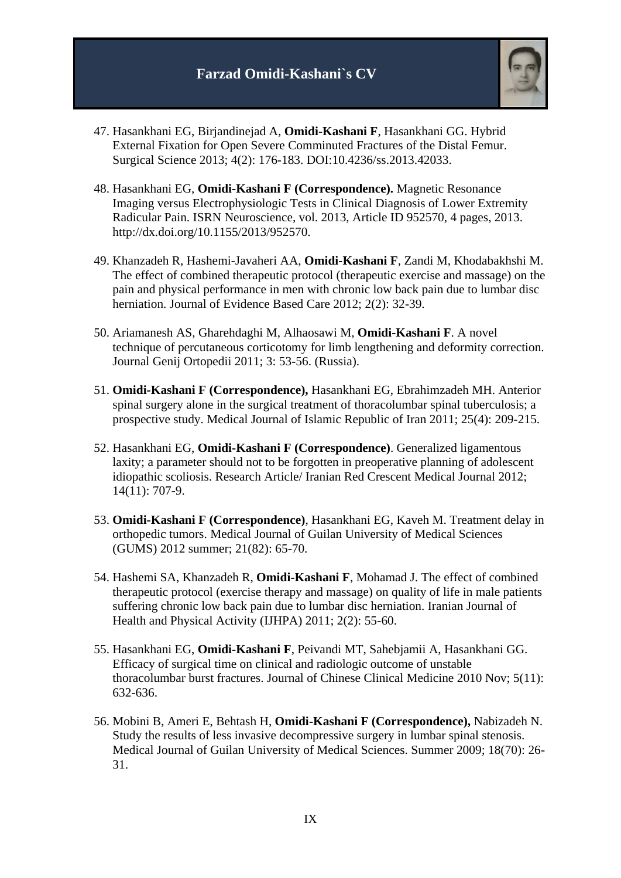47. Hasankhani EG, Birjandinejad A, **Omidi-Kashani F**, Hasankhani GG. Hybrid External Fixation for Open Severe Comminuted Fractures of the Distal Femur. Surgical Science 2013; 4(2): 176-183. DOI:10.4236/ss.2013.42033.

48. Hasankhani EG, **Omidi-Kashani F (Correspondence).** Magnetic Resonance Imaging versus Electrophysiologic Tests in Clinical Diagnosis of Lower Extremity Radicular Pain. ISRN Neuroscience, vol. 2013, Article ID 952570, 4 pages, 2013. http://dx.doi.org/10.1155/2013/952570.

49. Khanzadeh R, Hashemi-Javaheri AA, **Omidi-Kashani F**, Zandi M, Khodabakhshi M. The effect of combined therapeutic protocol (therapeutic exercise and massage) on the pain and physical performance in men with chronic low back pain due to lumbar disc herniation. Journal of Evidence Based Care 2012; 2(2): 32-39.

50. Ariamanesh AS, Gharehdaghi M, Alhaosawi M, **Omidi-Kashani F**. A novel technique of percutaneous corticotomy for limb lengthening and deformity correction. Journal Genij Ortopedii 2011; 3: 53-56. (Russia).

51. **Omidi-Kashani F (Correspondence),** Hasankhani EG, Ebrahimzadeh MH. Anterior spinal surgery alone in the surgical treatment of thoracolumbar spinal tuberculosis; a prospective study. Medical Journal of Islamic Republic of Iran 2011; 25(4): 209-215.

52. Hasankhani EG, **Omidi-Kashani F (Correspondence)**. Generalized ligamentous laxity; a parameter should not to be forgotten in preoperative planning of adolescent idiopathic scoliosis. Research Article/ Iranian Red Crescent Medical Journal 2012; 14(11): 707-9.

53. **Omidi-Kashani F (Correspondence)**, Hasankhani EG, Kaveh M. Treatment delay in orthopedic tumors. Medical Journal of Guilan University of Medical Sciences (GUMS) 2012 summer; 21(82): 65-70.

54. Hashemi SA, Khanzadeh R, **Omidi-Kashani F**, Mohamad J. The effect of combined therapeutic protocol (exercise therapy and massage) on quality of life in male patients suffering chronic low back pain due to lumbar disc herniation. Iranian Journal of Health and Physical Activity (IJHPA) 2011; 2(2): 55-60.

55. Hasankhani EG, **Omidi-Kashani F**, Peivandi MT, Sahebjamii A, Hasankhani GG. Efficacy of surgical time on clinical and radiologic outcome of unstable thoracolumbar burst fractures. Journal of Chinese Clinical Medicine 2010 Nov; 5(11): 632-636.

56. Mobini B, Ameri E, Behtash H, **Omidi-Kashani F (Correspondence),** Nabizadeh N. Study the results of less invasive decompressive surgery in lumbar spinal stenosis. Medical Journal of Guilan University of Medical Sciences. Summer 2009; 18(70): 26-31.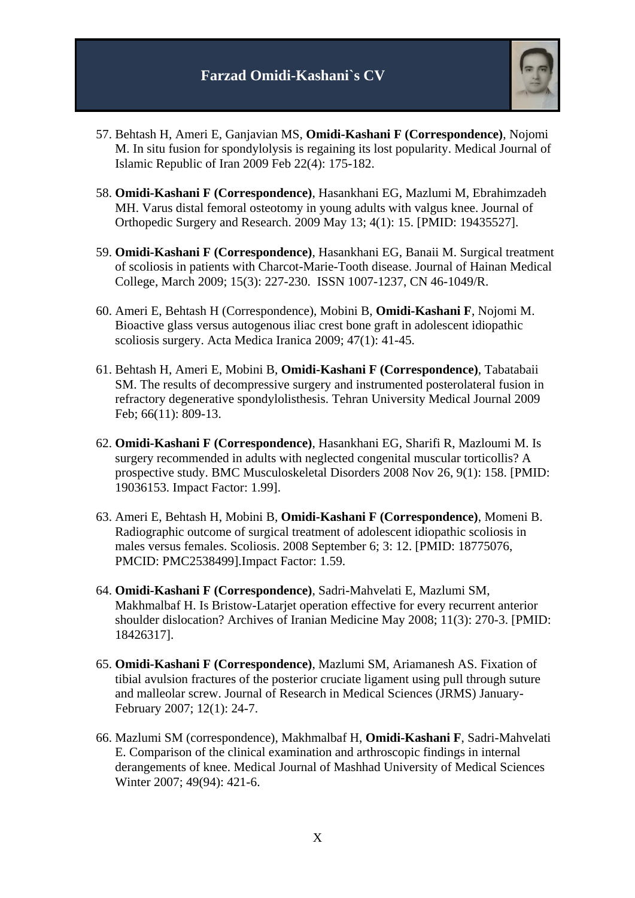57. Behtash H, Ameri E, Ganjavian MS, **Omidi-Kashani F (Correspondence)**, Nojomi M. In situ fusion for spondylolysis is regaining its lost popularity. Medical Journal of Islamic Republic of Iran 2009 Feb 22(4): 175-182.

58. **Omidi-Kashani F (Correspondence)**, Hasankhani EG, Mazlumi M, Ebrahimzadeh MH. Varus distal femoral osteotomy in young adults with valgus knee. Journal of Orthopedic Surgery and Research. 2009 May 13; 4(1): 15. [PMID: 19435527].

59. **Omidi-Kashani F (Correspondence)**, Hasankhani EG, Banaii M. Surgical treatment of scoliosis in patients with Charcot-Marie-Tooth disease. Journal of Hainan Medical College, March 2009; 15(3): 227-230. ISSN 1007-1237, CN 46-1049/R.

60. Ameri E, Behtash H (Correspondence), Mobini B, **Omidi-Kashani F**, Nojomi M. Bioactive glass versus autogenous iliac crest bone graft in adolescent idiopathic scoliosis surgery. Acta Medica Iranica 2009; 47(1): 41-45.

61. Behtash H, Ameri E, Mobini B, **Omidi-Kashani F (Correspondence)**, Tabatabaii SM. The results of decompressive surgery and instrumented posterolateral fusion in refractory degenerative spondylolisthesis. Tehran University Medical Journal 2009 Feb; 66(11): 809-13.

62. **Omidi-Kashani F (Correspondence)**, Hasankhani EG, Sharifi R, Mazloumi M. Is surgery recommended in adults with neglected congenital muscular torticollis? A prospective study. BMC Musculoskeletal Disorders 2008 Nov 26, 9(1): 158. [PMID: 19036153. Impact Factor: 1.99].

63. Ameri E, Behtash H, Mobini B, **Omidi-Kashani F (Correspondence)**, Momeni B. Radiographic outcome of surgical treatment of adolescent idiopathic scoliosis in males versus females. Scoliosis. 2008 September 6; 3: 12. [PMID: 18775076, PMCID: PMC2538499].Impact Factor: 1.59.

64. **Omidi-Kashani F (Correspondence)**, Sadri-Mahvelati E, Mazlumi SM, Makhmalbaf H. Is Bristow-Latarjet operation effective for every recurrent anterior shoulder dislocation? Archives of Iranian Medicine May 2008; 11(3): 270-3. [PMID: 18426317].

65. **Omidi-Kashani F (Correspondence)**, Mazlumi SM, Ariamanesh AS. Fixation of tibial avulsion fractures of the posterior cruciate ligament using pull through suture and malleolar screw. Journal of Research in Medical Sciences (JRMS) January-February 2007; 12(1): 24-7.

66. Mazlumi SM (correspondence), Makhmalbaf H, **Omidi-Kashani F**, Sadri-Mahvelati E. Comparison of the clinical examination and arthroscopic findings in internal derangements of knee. Medical Journal of Mashhad University of Medical Sciences Winter 2007; 49(94): 421-6.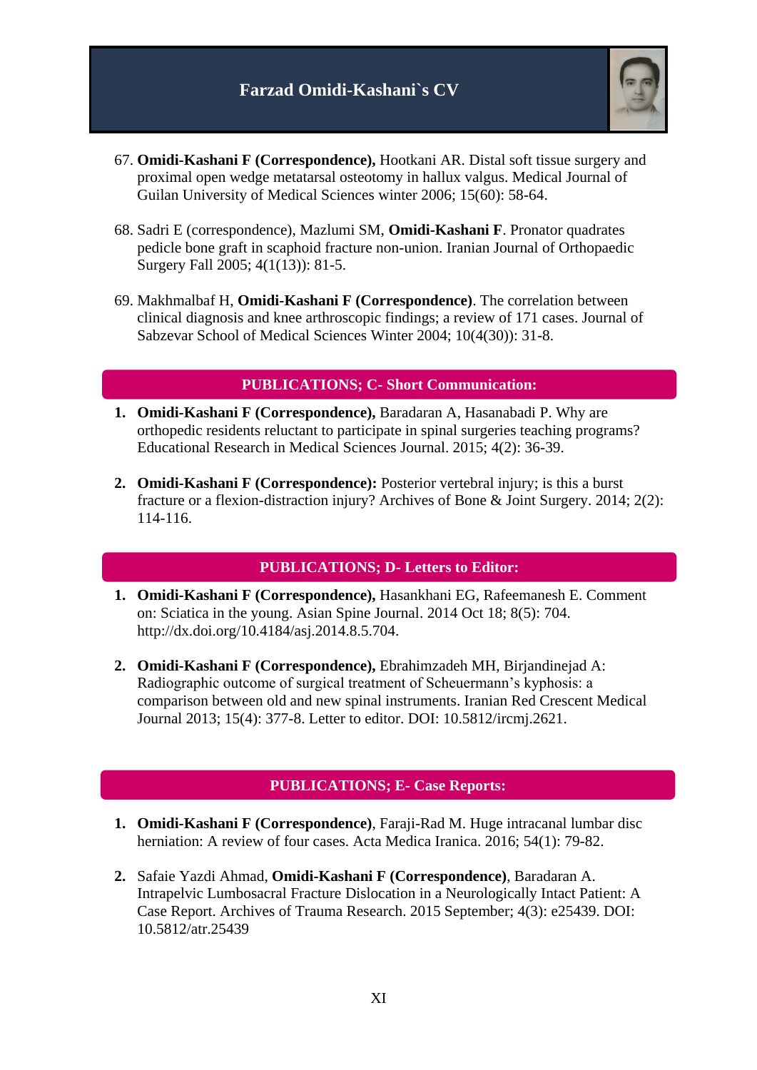67. **Omidi-Kashani F (Correspondence),** Hootkani AR. Distal soft tissue surgery and proximal open wedge metatarsal osteotomy in hallux valgus. Medical Journal of Guilan University of Medical Sciences winter 2006; 15(60): 58-64.

68. Sadri E (correspondence), Mazlumi SM, **Omidi-Kashani F**. Pronator quadrates pedicle bone graft in scaphoid fracture non-union. Iranian Journal of Orthopaedic Surgery Fall 2005; 4(1(13)): 81-5.

69. Makhmalbaf H, **Omidi-Kashani F (Correspondence)**. The correlation between clinical diagnosis and knee arthroscopic findings; a review of 171 cases. Journal of Sabzevar School of Medical Sciences Winter 2004; 10(4(30)): 31-8.

## PUBLICATIONS; C- Short Communication:

1. **Omidi-Kashani F (Correspondence),** Baradaran A, Hasanabadi P. Why are orthopedic residents reluctant to participate in spinal surgeries teaching programs? Educational Research in Medical Sciences Journal. 2015; 4(2): 36-39.

2. **Omidi-Kashani F (Correspondence):** Posterior vertebral injury; is this a burst fracture or a flexion-distraction injury? Archives of Bone & Joint Surgery. 2014; 2(2): 114-116.

## PUBLICATIONS; D- Letters to Editor:

1. **Omidi-Kashani F (Correspondence),** Hasankhani EG, Rafeemanesh E. Comment on: Sciatica in the young. Asian Spine Journal. 2014 Oct 18; 8(5): 704. http://dx.doi.org/10.4184/asj.2014.8.5.704.

2. **Omidi-Kashani F (Correspondence),** Ebrahimzadeh MH, Birjandinejad A: Radiographic outcome of surgical treatment of Scheuermann's kyphosis: a comparison between old and new spinal instruments. Iranian Red Crescent Medical Journal 2013; 15(4): 377-8. Letter to editor. DOI: 10.5812/ircmj.2621.

## PUBLICATIONS; E- Case Reports:

1. **Omidi-Kashani F (Correspondence)**, Faraji-Rad M. Huge intracanal lumbar disc herniation: A review of four cases. Acta Medica Iranica. 2016; 54(1): 79-82.

2. Safaie Yazdi Ahmad, **Omidi-Kashani F (Correspondence)**, Baradaran A. Intrapelvic Lumbosacral Fracture Dislocation in a Neurologically Intact Patient: A Case Report. Archives of Trauma Research. 2015 September; 4(3): e25439. DOI: 10.5812/atr.25439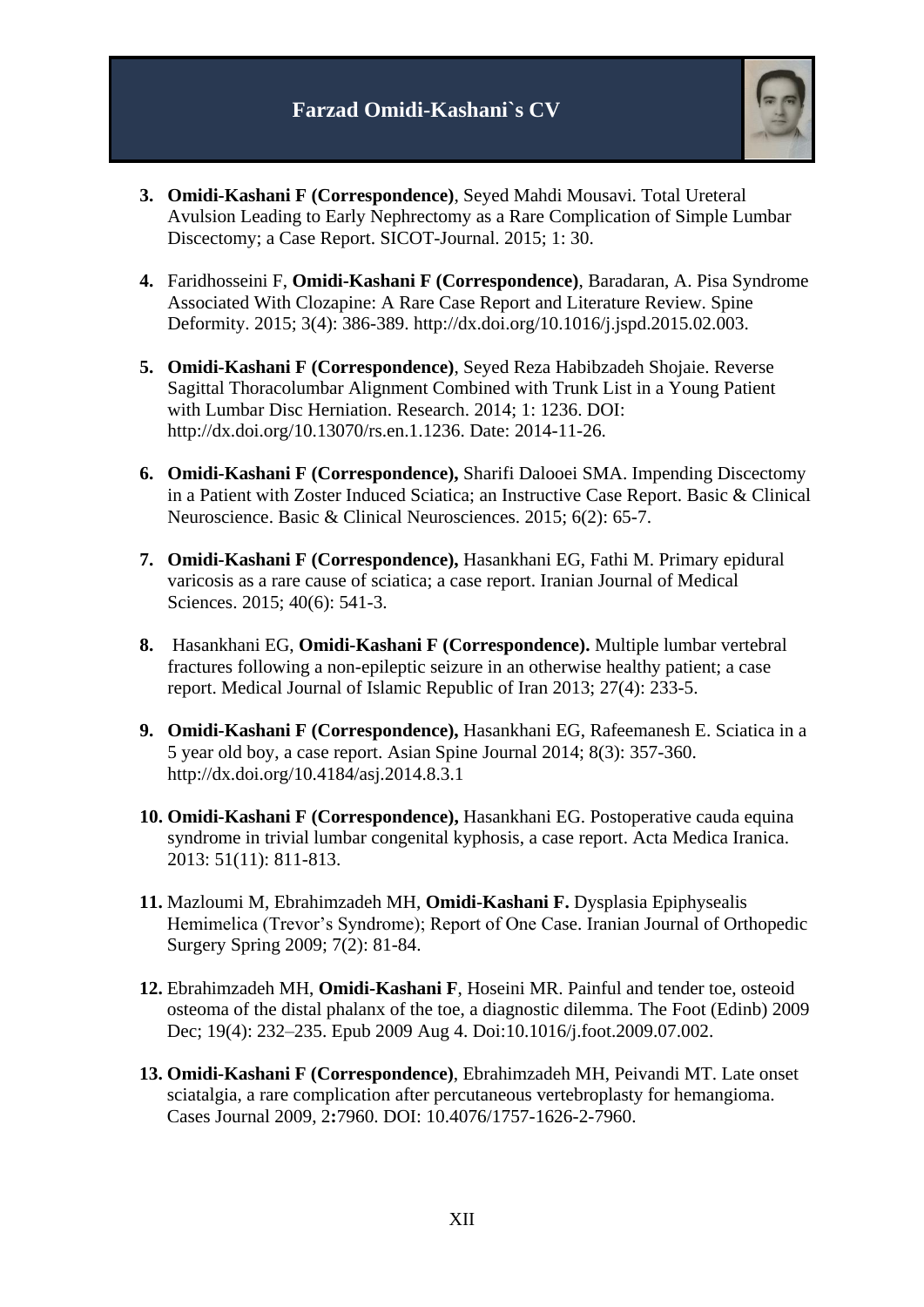3. **Omidi-Kashani F (Correspondence)**, Seyed Mahdi Mousavi. Total Ureteral Avulsion Leading to Early Nephrectomy as a Rare Complication of Simple Lumbar Discectomy; a Case Report. SICOT-Journal. 2015; 1: 30.

4. Faridhosseini F, **Omidi-Kashani F (Correspondence)**, Baradaran, A. Pisa Syndrome Associated With Clozapine: A Rare Case Report and Literature Review. Spine Deformity. 2015; 3(4): 386-389. http://dx.doi.org/10.1016/j.jspd.2015.02.003.

5. **Omidi-Kashani F (Correspondence)**, Seyed Reza Habibzadeh Shojaie. Reverse Sagittal Thoracolumbar Alignment Combined with Trunk List in a Young Patient with Lumbar Disc Herniation. Research. 2014; 1: 1236. DOI: http://dx.doi.org/10.13070/rs.en.1.1236. Date: 2014-11-26.

6. **Omidi-Kashani F (Correspondence),** Sharifi Dalooei SMA. Impending Discectomy in a Patient with Zoster Induced Sciatica; an Instructive Case Report. Basic & Clinical Neuroscience. Basic & Clinical Neurosciences. 2015; 6(2): 65-7.

7. **Omidi-Kashani F (Correspondence),** Hasankhani EG, Fathi M. Primary epidural varicosis as a rare cause of sciatica; a case report. Iranian Journal of Medical Sciences. 2015; 40(6): 541-3.

8. Hasankhani EG, **Omidi-Kashani F (Correspondence).** Multiple lumbar vertebral fractures following a non-epileptic seizure in an otherwise healthy patient; a case report. Medical Journal of Islamic Republic of Iran 2013; 27(4): 233-5.

9. **Omidi-Kashani F (Correspondence),** Hasankhani EG, Rafeemanesh E. Sciatica in a 5 year old boy, a case report. Asian Spine Journal 2014; 8(3): 357-360. http://dx.doi.org/10.4184/asj.2014.8.3.1

10. **Omidi-Kashani F (Correspondence),** Hasankhani EG. Postoperative cauda equina syndrome in trivial lumbar congenital kyphosis, a case report. Acta Medica Iranica. 2013: 51(11): 811-813.

11. Mazloumi M, Ebrahimzadeh MH, **Omidi-Kashani F.** Dysplasia Epiphysealis Hemimelica (Trevor's Syndrome); Report of One Case. Iranian Journal of Orthopedic Surgery Spring 2009; 7(2): 81-84.

12. Ebrahimzadeh MH, **Omidi-Kashani F**, Hoseini MR. Painful and tender toe, osteoid osteoma of the distal phalanx of the toe, a diagnostic dilemma. The Foot (Edinb) 2009 Dec; 19(4): 232–235. Epub 2009 Aug 4. Doi:10.1016/j.foot.2009.07.002.

13. **Omidi-Kashani F (Correspondence)**, Ebrahimzadeh MH, Peivandi MT. Late onset sciatalgia, a rare complication after percutaneous vertebroplasty for hemangioma. Cases Journal 2009, 2**:**7960. DOI: 10.4076/1757-1626-2-7960.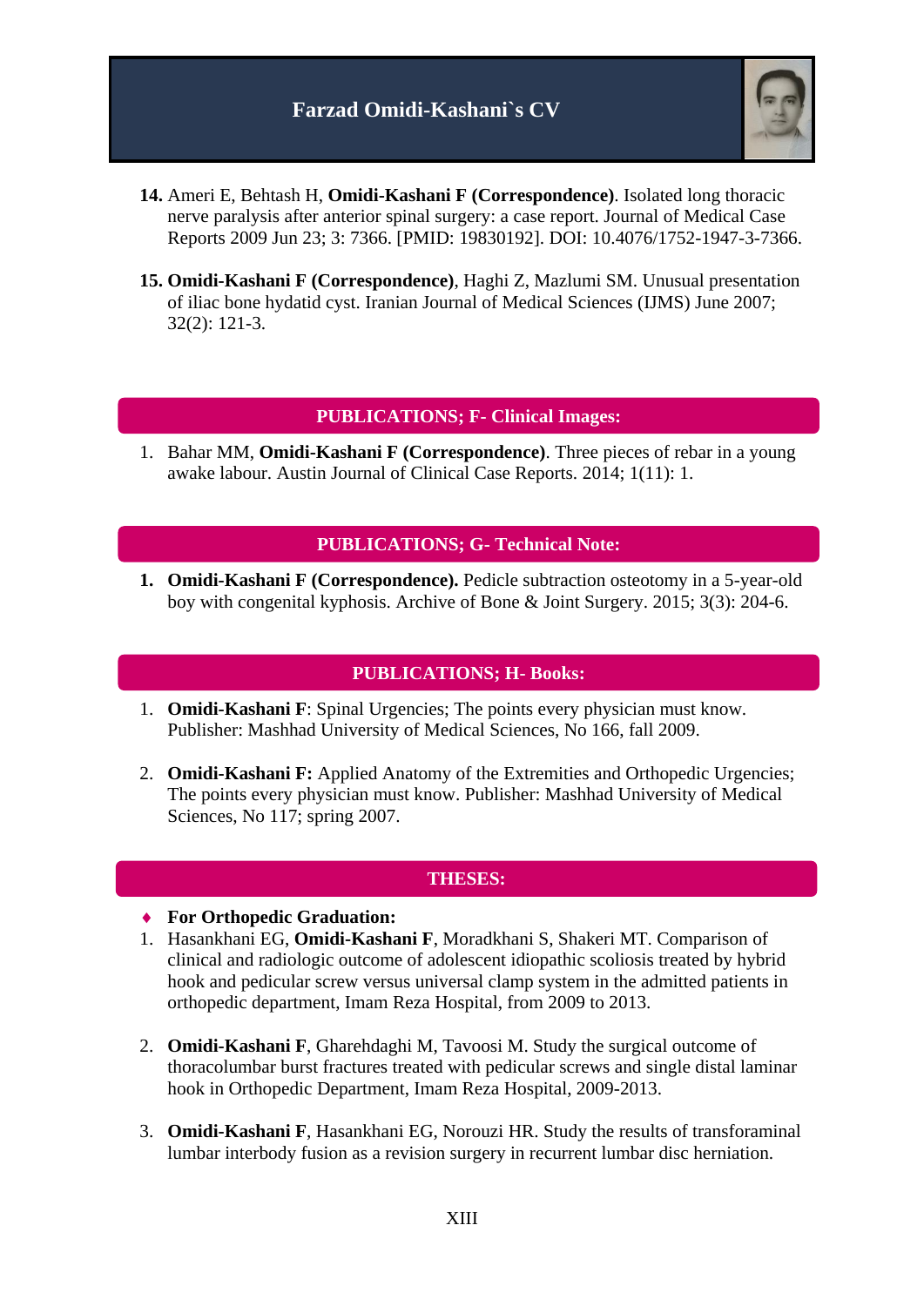14. Ameri E, Behtash H, **Omidi-Kashani F (Correspondence)**. Isolated long thoracic nerve paralysis after anterior spinal surgery: a case report. Journal of Medical Case Reports 2009 Jun 23; 3: 7366. [PMID: 19830192]. DOI: 10.4076/1752-1947-3-7366.

15. **Omidi-Kashani F (Correspondence)**, Haghi Z, Mazlumi SM. Unusual presentation of iliac bone hydatid cyst. Iranian Journal of Medical Sciences (IJMS) June 2007; 32(2): 121-3.

## PUBLICATIONS; F- Clinical Images:

1. Bahar MM, **Omidi-Kashani F (Correspondence)**. Three pieces of rebar in a young awake labour. Austin Journal of Clinical Case Reports. 2014; 1(11): 1.

## PUBLICATIONS; G- Technical Note:

1. **Omidi-Kashani F (Correspondence).** Pedicle subtraction osteotomy in a 5-year-old boy with congenital kyphosis. Archive of Bone & Joint Surgery. 2015; 3(3): 204-6.

## PUBLICATIONS; H- Books:

1. **Omidi-Kashani F**: Spinal Urgencies; The points every physician must know. Publisher: Mashhad University of Medical Sciences, No 166, fall 2009.

2. **Omidi-Kashani F:** Applied Anatomy of the Extremities and Orthopedic Urgencies; The points every physician must know. Publisher: Mashhad University of Medical Sciences, No 117; spring 2007.

## THESES:

- **For Orthopedic Graduation:**

1. Hasankhani EG, **Omidi-Kashani F**, Moradkhani S, Shakeri MT. Comparison of clinical and radiologic outcome of adolescent idiopathic scoliosis treated by hybrid hook and pedicular screw versus universal clamp system in the admitted patients in orthopedic department, Imam Reza Hospital, from 2009 to 2013.

2. **Omidi-Kashani F**, Gharehdaghi M, Tavoosi M. Study the surgical outcome of thoracolumbar burst fractures treated with pedicular screws and single distal laminar hook in Orthopedic Department, Imam Reza Hospital, 2009-2013.

3. **Omidi-Kashani F**, Hasankhani EG, Norouzi HR. Study the results of transforaminal lumbar interbody fusion as a revision surgery in recurrent lumbar disc herniation.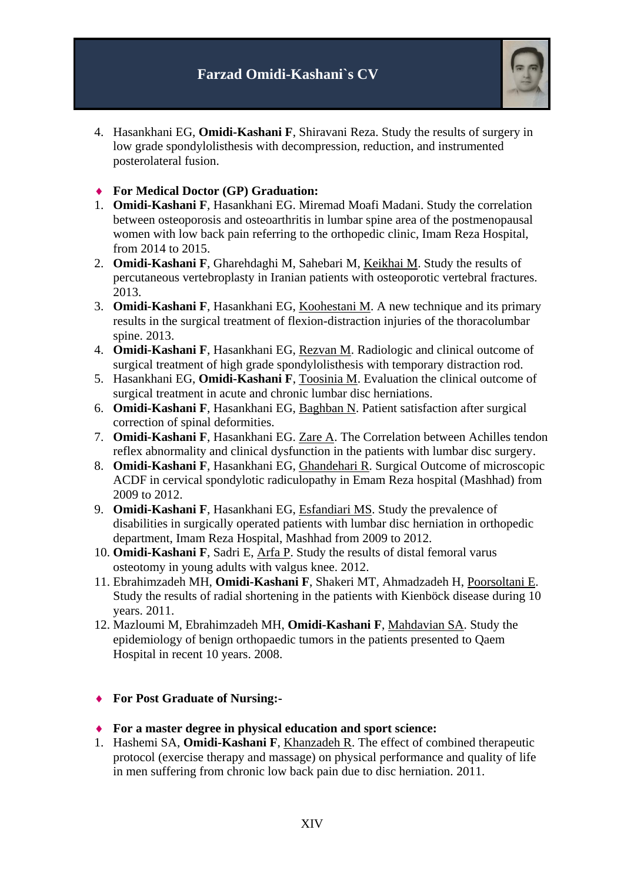4. Hasankhani EG, **Omidi-Kashani F**, Shiravani Reza. Study the results of surgery in low grade spondylolisthesis with decompression, reduction, and instrumented posterolateral fusion.

- **For Medical Doctor (GP) Graduation:**

1. **Omidi-Kashani F**, Hasankhani EG. Miremad Moafi Madani. Study the correlation between osteoporosis and osteoarthritis in lumbar spine area of the postmenopausal women with low back pain referring to the orthopedic clinic, Imam Reza Hospital, from 2014 to 2015.
2. **Omidi-Kashani F**, Gharehdaghi M, Sahebari M, Keikhai M. Study the results of percutaneous vertebroplasty in Iranian patients with osteoporotic vertebral fractures. 2013.
3. **Omidi-Kashani F**, Hasankhani EG, Koohestani M. A new technique and its primary results in the surgical treatment of flexion-distraction injuries of the thoracolumbar spine. 2013.
4. **Omidi-Kashani F**, Hasankhani EG, Rezvan M. Radiologic and clinical outcome of surgical treatment of high grade spondylolisthesis with temporary distraction rod.
5. Hasankhani EG, **Omidi-Kashani F**, Toosinia M. Evaluation the clinical outcome of surgical treatment in acute and chronic lumbar disc herniations.
6. **Omidi-Kashani F**, Hasankhani EG, Baghban N. Patient satisfaction after surgical correction of spinal deformities.
7. **Omidi-Kashani F**, Hasankhani EG. Zare A. The Correlation between Achilles tendon reflex abnormality and clinical dysfunction in the patients with lumbar disc surgery.
8. **Omidi-Kashani F**, Hasankhani EG, Ghandehari R. Surgical Outcome of microscopic ACDF in cervical spondylotic radiculopathy in Emam Reza hospital (Mashhad) from 2009 to 2012.
9. **Omidi-Kashani F**, Hasankhani EG, Esfandiari MS. Study the prevalence of disabilities in surgically operated patients with lumbar disc herniation in orthopedic department, Imam Reza Hospital, Mashhad from 2009 to 2012.
10. **Omidi-Kashani F**, Sadri E, Arfa P. Study the results of distal femoral varus osteotomy in young adults with valgus knee. 2012.
11. Ebrahimzadeh MH, **Omidi-Kashani F**, Shakeri MT, Ahmadzadeh H, Poorsoltani E. Study the results of radial shortening in the patients with Kienböck disease during 10 years. 2011.
12. Mazloumi M, Ebrahimzadeh MH, **Omidi-Kashani F**, Mahdavian SA. Study the epidemiology of benign orthopaedic tumors in the patients presented to Qaem Hospital in recent 10 years. 2008.

- **For Post Graduate of Nursing:-**

- **For a master degree in physical education and sport science:**

1. Hashemi SA, **Omidi-Kashani F**, Khanzadeh R. The effect of combined therapeutic protocol (exercise therapy and massage) on physical performance and quality of life in men suffering from chronic low back pain due to disc herniation. 2011.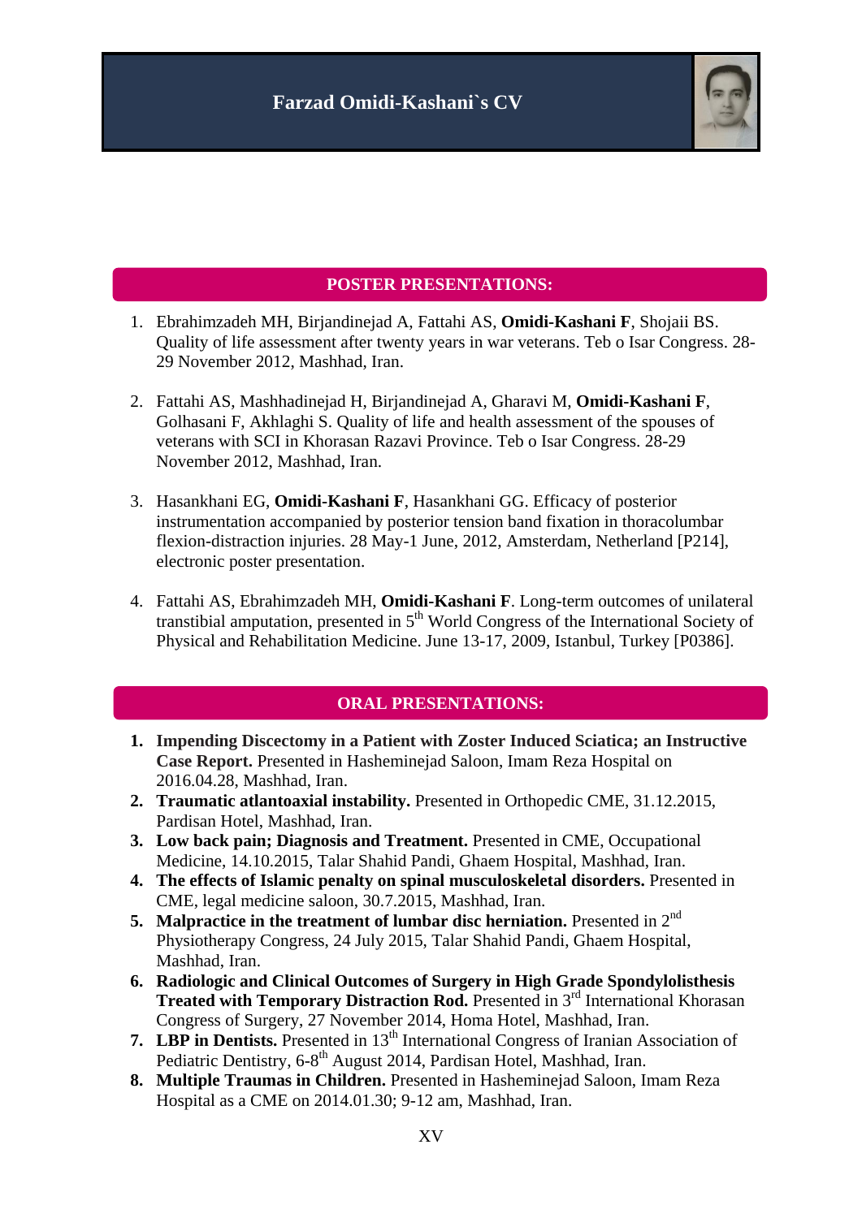# Farzad Omidi-Kashani`s CV

## POSTER PRESENTATIONS:

1. Ebrahimzadeh MH, Birjandinejad A, Fattahi AS, **Omidi-Kashani F**, Shojaii BS. Quality of life assessment after twenty years in war veterans. Teb o Isar Congress. 28-29 November 2012, Mashhad, Iran.

2. Fattahi AS, Mashhadinejad H, Birjandinejad A, Gharavi M, **Omidi-Kashani F**, Golhasani F, Akhlaghi S. Quality of life and health assessment of the spouses of veterans with SCI in Khorasan Razavi Province. Teb o Isar Congress. 28-29 November 2012, Mashhad, Iran.

3. Hasankhani EG, **Omidi-Kashani F**, Hasankhani GG. Efficacy of posterior instrumentation accompanied by posterior tension band fixation in thoracolumbar flexion-distraction injuries. 28 May-1 June, 2012, Amsterdam, Netherland [P214], electronic poster presentation.

4. Fattahi AS, Ebrahimzadeh MH, **Omidi-Kashani F**. Long-term outcomes of unilateral transtibial amputation, presented in 5th World Congress of the International Society of Physical and Rehabilitation Medicine. June 13-17, 2009, Istanbul, Turkey [P0386].

## ORAL PRESENTATIONS:

1. **Impending Discectomy in a Patient with Zoster Induced Sciatica; an Instructive Case Report.** Presented in Hasheminejad Saloon, Imam Reza Hospital on 2016.04.28, Mashhad, Iran.
2. **Traumatic atlantoaxial instability.** Presented in Orthopedic CME, 31.12.2015, Pardisan Hotel, Mashhad, Iran.
3. **Low back pain; Diagnosis and Treatment.** Presented in CME, Occupational Medicine, 14.10.2015, Talar Shahid Pandi, Ghaem Hospital, Mashhad, Iran.
4. **The effects of Islamic penalty on spinal musculoskeletal disorders.** Presented in CME, legal medicine saloon, 30.7.2015, Mashhad, Iran.
5. **Malpractice in the treatment of lumbar disc herniation.** Presented in 2nd Physiotherapy Congress, 24 July 2015, Talar Shahid Pandi, Ghaem Hospital, Mashhad, Iran.
6. **Radiologic and Clinical Outcomes of Surgery in High Grade Spondylolisthesis Treated with Temporary Distraction Rod.** Presented in 3rd International Khorasan Congress of Surgery, 27 November 2014, Homa Hotel, Mashhad, Iran.
7. **LBP in Dentists.** Presented in 13th International Congress of Iranian Association of Pediatric Dentistry, 6-8th August 2014, Pardisan Hotel, Mashhad, Iran.
8. **Multiple Traumas in Children.** Presented in Hasheminejad Saloon, Imam Reza Hospital as a CME on 2014.01.30; 9-12 am, Mashhad, Iran.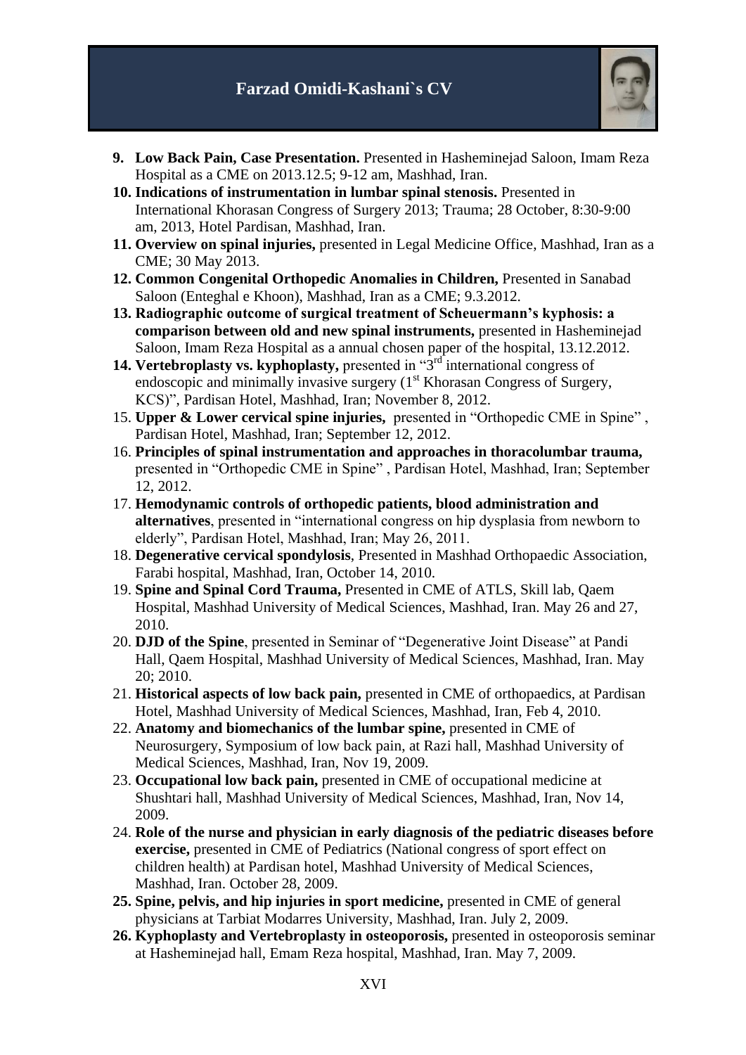9. **Low Back Pain, Case Presentation.** Presented in Hasheminejad Saloon, Imam Reza Hospital as a CME on 2013.12.5; 9-12 am, Mashhad, Iran.
10. **Indications of instrumentation in lumbar spinal stenosis.** Presented in International Khorasan Congress of Surgery 2013; Trauma; 28 October, 8:30-9:00 am, 2013, Hotel Pardisan, Mashhad, Iran.
11. **Overview on spinal injuries,** presented in Legal Medicine Office, Mashhad, Iran as a CME; 30 May 2013.
12. **Common Congenital Orthopedic Anomalies in Children,** Presented in Sanabad Saloon (Enteghal e Khoon), Mashhad, Iran as a CME; 9.3.2012.
13. **Radiographic outcome of surgical treatment of Scheuermann's kyphosis: a comparison between old and new spinal instruments,** presented in Hasheminejad Saloon, Imam Reza Hospital as a annual chosen paper of the hospital, 13.12.2012.
14. **Vertebroplasty vs. kyphoplasty,** presented in "3rd international congress of endoscopic and minimally invasive surgery (1st Khorasan Congress of Surgery, KCS)", Pardisan Hotel, Mashhad, Iran; November 8, 2012.
15. **Upper & Lower cervical spine injuries,** presented in "Orthopedic CME in Spine" , Pardisan Hotel, Mashhad, Iran; September 12, 2012.
16. **Principles of spinal instrumentation and approaches in thoracolumbar trauma,** presented in "Orthopedic CME in Spine" , Pardisan Hotel, Mashhad, Iran; September 12, 2012.
17. **Hemodynamic controls of orthopedic patients, blood administration and alternatives**, presented in "international congress on hip dysplasia from newborn to elderly", Pardisan Hotel, Mashhad, Iran; May 26, 2011.
18. **Degenerative cervical spondylosis**, Presented in Mashhad Orthopaedic Association, Farabi hospital, Mashhad, Iran, October 14, 2010.
19. **Spine and Spinal Cord Trauma,** Presented in CME of ATLS, Skill lab, Qaem Hospital, Mashhad University of Medical Sciences, Mashhad, Iran. May 26 and 27, 2010.
20. **DJD of the Spine**, presented in Seminar of "Degenerative Joint Disease" at Pandi Hall, Qaem Hospital, Mashhad University of Medical Sciences, Mashhad, Iran. May 20; 2010.
21. **Historical aspects of low back pain,** presented in CME of orthopaedics, at Pardisan Hotel, Mashhad University of Medical Sciences, Mashhad, Iran, Feb 4, 2010.
22. **Anatomy and biomechanics of the lumbar spine,** presented in CME of Neurosurgery, Symposium of low back pain, at Razi hall, Mashhad University of Medical Sciences, Mashhad, Iran, Nov 19, 2009.
23. **Occupational low back pain,** presented in CME of occupational medicine at Shushtari hall, Mashhad University of Medical Sciences, Mashhad, Iran, Nov 14, 2009.
24. **Role of the nurse and physician in early diagnosis of the pediatric diseases before exercise,** presented in CME of Pediatrics (National congress of sport effect on children health) at Pardisan hotel, Mashhad University of Medical Sciences, Mashhad, Iran. October 28, 2009.
25. **Spine, pelvis, and hip injuries in sport medicine,** presented in CME of general physicians at Tarbiat Modarres University, Mashhad, Iran. July 2, 2009.
26. **Kyphoplasty and Vertebroplasty in osteoporosis,** presented in osteoporosis seminar at Hasheminejad hall, Emam Reza hospital, Mashhad, Iran. May 7, 2009.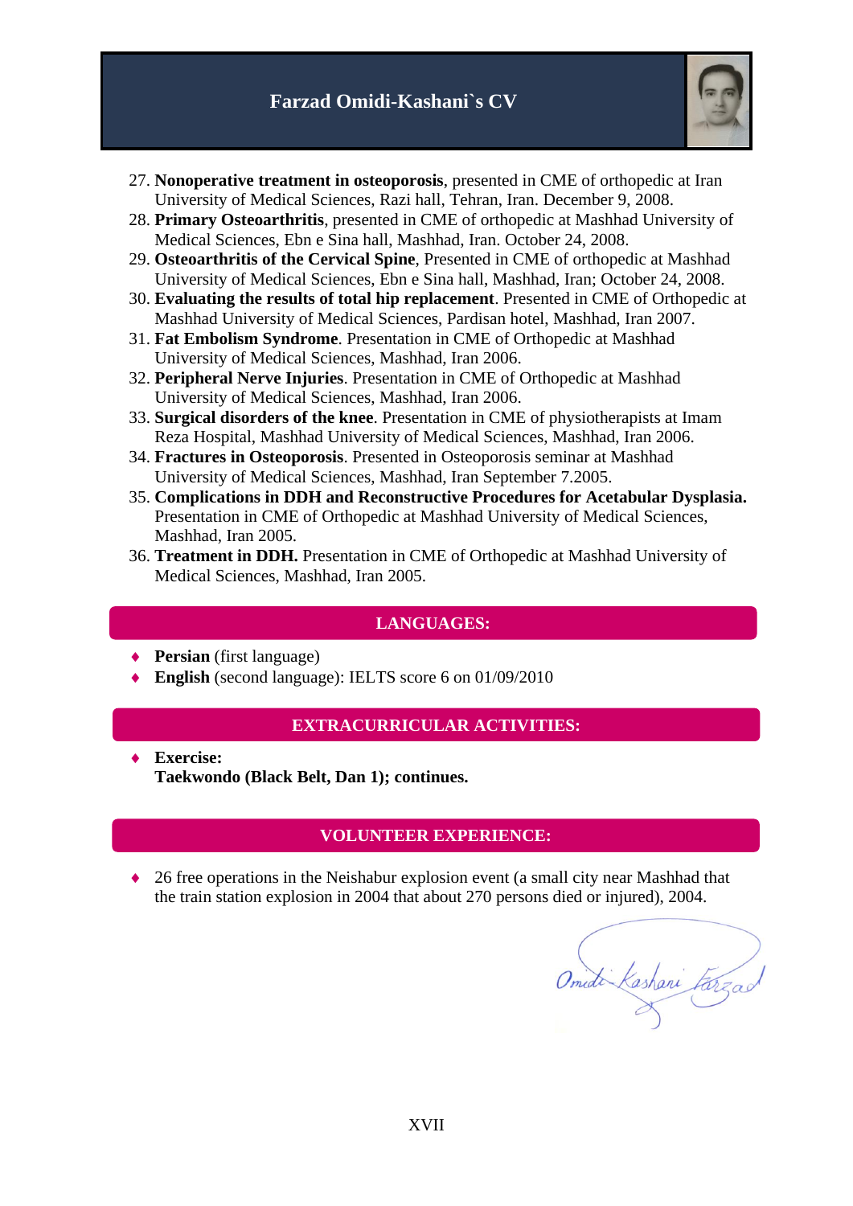27. **Nonoperative treatment in osteoporosis**, presented in CME of orthopedic at Iran University of Medical Sciences, Razi hall, Tehran, Iran. December 9, 2008.
28. **Primary Osteoarthritis**, presented in CME of orthopedic at Mashhad University of Medical Sciences, Ebn e Sina hall, Mashhad, Iran. October 24, 2008.
29. **Osteoarthritis of the Cervical Spine**, Presented in CME of orthopedic at Mashhad University of Medical Sciences, Ebn e Sina hall, Mashhad, Iran; October 24, 2008.
30. **Evaluating the results of total hip replacement**. Presented in CME of Orthopedic at Mashhad University of Medical Sciences, Pardisan hotel, Mashhad, Iran 2007.
31. **Fat Embolism Syndrome**. Presentation in CME of Orthopedic at Mashhad University of Medical Sciences, Mashhad, Iran 2006.
32. **Peripheral Nerve Injuries**. Presentation in CME of Orthopedic at Mashhad University of Medical Sciences, Mashhad, Iran 2006.
33. **Surgical disorders of the knee**. Presentation in CME of physiotherapists at Imam Reza Hospital, Mashhad University of Medical Sciences, Mashhad, Iran 2006.
34. **Fractures in Osteoporosis**. Presented in Osteoporosis seminar at Mashhad University of Medical Sciences, Mashhad, Iran September 7.2005.
35. **Complications in DDH and Reconstructive Procedures for Acetabular Dysplasia.** Presentation in CME of Orthopedic at Mashhad University of Medical Sciences, Mashhad, Iran 2005.
36. **Treatment in DDH.** Presentation in CME of Orthopedic at Mashhad University of Medical Sciences, Mashhad, Iran 2005.

## LANGUAGES:

- **Persian** (first language)
- **English** (second language): IELTS score 6 on 01/09/2010

## EXTRACURRICULAR ACTIVITIES:

- **Exercise:**
  **Taekwondo (Black Belt, Dan 1); continues.**

## VOLUNTEER EXPERIENCE:

- 26 free operations in the Neishabur explosion event (a small city near Mashhad that the train station explosion in 2004 that about 270 persons died or injured), 2004.

Omidi-Kashani Farzad